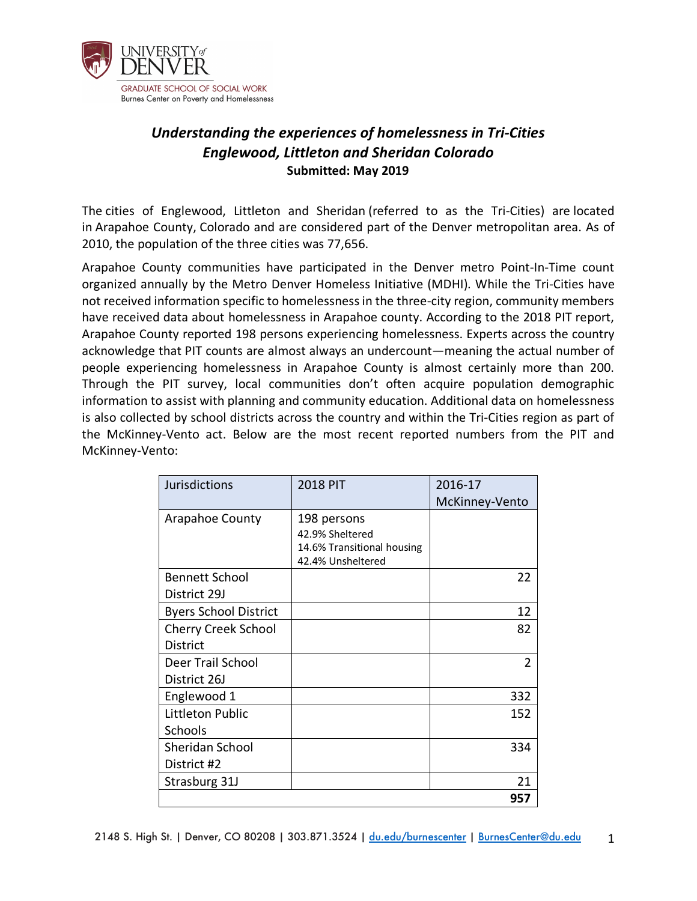UNIVERSITY of DENVER

GRADUATE SCHOOL OF SOCIAL WORK
Burnes Center on Poverty and Homelessness

# *Understanding the experiences of homelessness in Tri-Cities Englewood, Littleton and Sheridan Colorado*

**Submitted: May 2019**

The cities of Englewood, Littleton and Sheridan (referred to as the Tri-Cities) are located in Arapahoe County, Colorado and are considered part of the Denver metropolitan area. As of 2010, the population of the three cities was 77,656.

Arapahoe County communities have participated in the Denver metro Point-In-Time count organized annually by the Metro Denver Homeless Initiative (MDHI). While the Tri-Cities have not received information specific to homelessness in the three-city region, community members have received data about homelessness in Arapahoe county. According to the 2018 PIT report, Arapahoe County reported 198 persons experiencing homelessness. Experts across the country acknowledge that PIT counts are almost always an undercount—meaning the actual number of people experiencing homelessness in Arapahoe County is almost certainly more than 200. Through the PIT survey, local communities don't often acquire population demographic information to assist with planning and community education. Additional data on homelessness is also collected by school districts across the country and within the Tri-Cities region as part of the McKinney-Vento act. Below are the most recent reported numbers from the PIT and McKinney-Vento:

| Jurisdictions | 2018 PIT | 2016-17 McKinney-Vento |
|---|---|---|
| Arapahoe County | 198 persons<br>42.9% Sheltered<br>14.6% Transitional housing<br>42.4% Unsheltered | |
| Bennett School District 29J | | 22 |
| Byers School District | | 12 |
| Cherry Creek School District | | 82 |
| Deer Trail School District 26J | | 2 |
| Englewood 1 | | 332 |
| Littleton Public Schools | | 152 |
| Sheridan School District #2 | | 334 |
| Strasburg 31J | | 21 |
| | | **957** |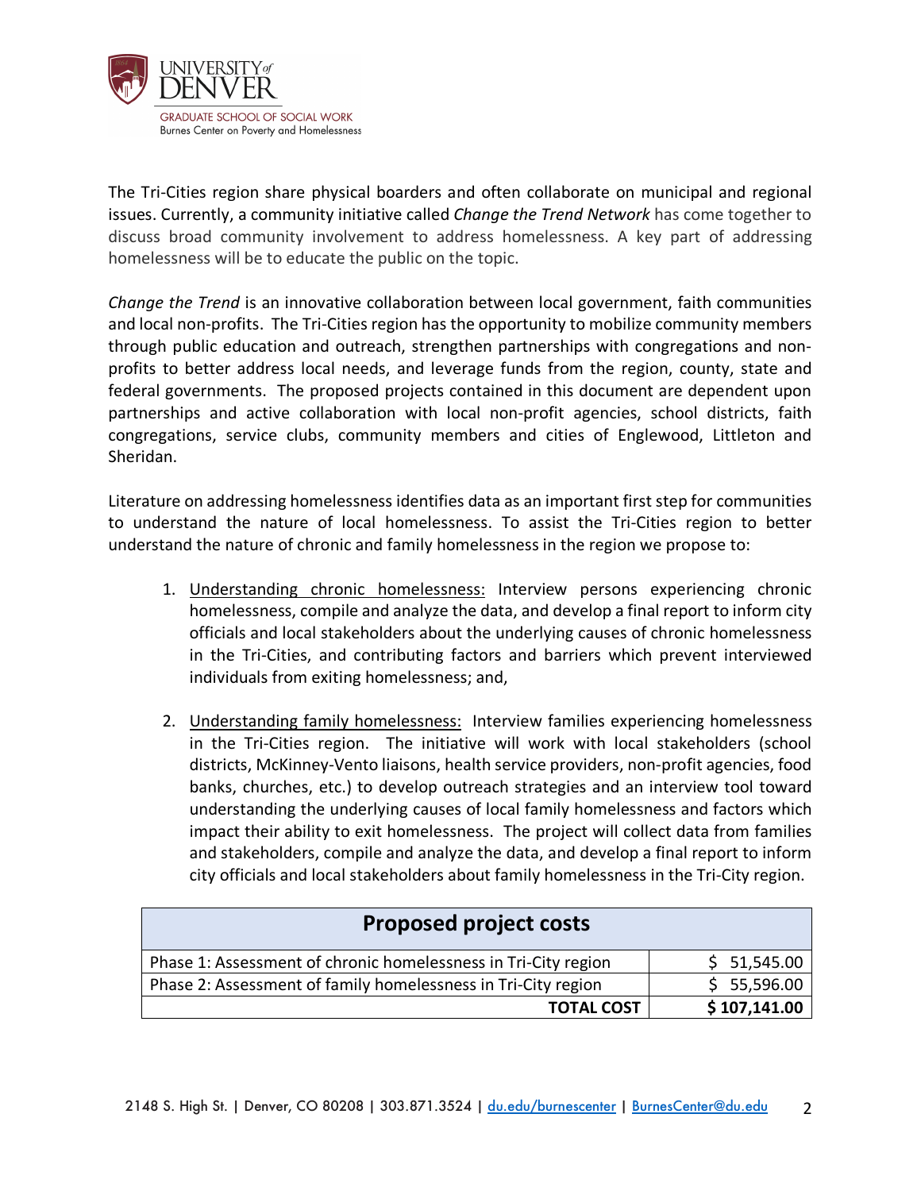The Tri-Cities region share physical boarders and often collaborate on municipal and regional issues. Currently, a community initiative called *Change the Trend Network* has come together to discuss broad community involvement to address homelessness. A key part of addressing homelessness will be to educate the public on the topic.

*Change the Trend* is an innovative collaboration between local government, faith communities and local non-profits. The Tri-Cities region has the opportunity to mobilize community members through public education and outreach, strengthen partnerships with congregations and non-profits to better address local needs, and leverage funds from the region, county, state and federal governments. The proposed projects contained in this document are dependent upon partnerships and active collaboration with local non-profit agencies, school districts, faith congregations, service clubs, community members and cities of Englewood, Littleton and Sheridan.

Literature on addressing homelessness identifies data as an important first step for communities to understand the nature of local homelessness. To assist the Tri-Cities region to better understand the nature of chronic and family homelessness in the region we propose to:

1. Understanding chronic homelessness: Interview persons experiencing chronic homelessness, compile and analyze the data, and develop a final report to inform city officials and local stakeholders about the underlying causes of chronic homelessness in the Tri-Cities, and contributing factors and barriers which prevent interviewed individuals from exiting homelessness; and,

2. Understanding family homelessness: Interview families experiencing homelessness in the Tri-Cities region. The initiative will work with local stakeholders (school districts, McKinney-Vento liaisons, health service providers, non-profit agencies, food banks, churches, etc.) to develop outreach strategies and an interview tool toward understanding the underlying causes of local family homelessness and factors which impact their ability to exit homelessness. The project will collect data from families and stakeholders, compile and analyze the data, and develop a final report to inform city officials and local stakeholders about family homelessness in the Tri-City region.

| **Proposed project costs** | |
|---|---|
| Phase 1: Assessment of chronic homelessness in Tri-City region | $ 51,545.00 |
| Phase 2: Assessment of family homelessness in Tri-City region | $ 55,596.00 |
| **TOTAL COST** | **$ 107,141.00** |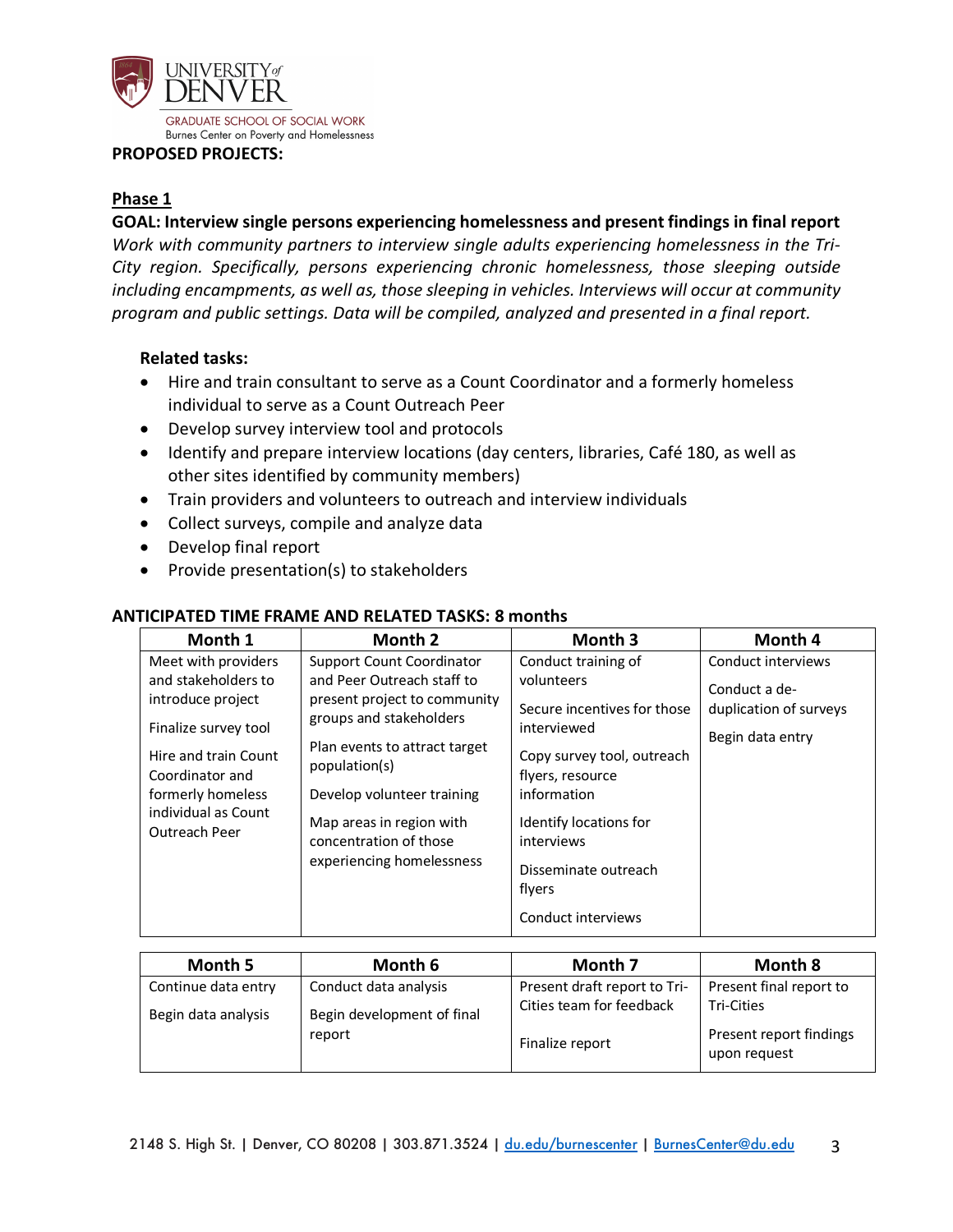UNIVERSITY of DENVER
GRADUATE SCHOOL OF SOCIAL WORK
Burnes Center on Poverty and Homelessness

**PROPOSED PROJECTS:**

## Phase 1

**GOAL: Interview single persons experiencing homelessness and present findings in final report**

*Work with community partners to interview single adults experiencing homelessness in the Tri-City region. Specifically, persons experiencing chronic homelessness, those sleeping outside including encampments, as well as, those sleeping in vehicles. Interviews will occur at community program and public settings. Data will be compiled, analyzed and presented in a final report.*

**Related tasks:**

- Hire and train consultant to serve as a Count Coordinator and a formerly homeless individual to serve as a Count Outreach Peer
- Develop survey interview tool and protocols
- Identify and prepare interview locations (day centers, libraries, Café 180, as well as other sites identified by community members)
- Train providers and volunteers to outreach and interview individuals
- Collect surveys, compile and analyze data
- Develop final report
- Provide presentation(s) to stakeholders

**ANTICIPATED TIME FRAME AND RELATED TASKS: 8 months**

| Month 1 | Month 2 | Month 3 | Month 4 |
|---|---|---|---|
| Meet with providers and stakeholders to introduce project<br><br>Finalize survey tool<br><br>Hire and train Count Coordinator and formerly homeless individual as Count Outreach Peer | Support Count Coordinator and Peer Outreach staff to present project to community groups and stakeholders<br><br>Plan events to attract target population(s)<br><br>Develop volunteer training<br><br>Map areas in region with concentration of those experiencing homelessness | Conduct training of volunteers<br><br>Secure incentives for those interviewed<br><br>Copy survey tool, outreach flyers, resource information<br><br>Identify locations for interviews<br><br>Disseminate outreach flyers<br><br>Conduct interviews | Conduct interviews<br><br>Conduct a de-duplication of surveys<br><br>Begin data entry |

| Month 5 | Month 6 | Month 7 | Month 8 |
|---|---|---|---|
| Continue data entry<br><br>Begin data analysis | Conduct data analysis<br><br>Begin development of final report | Present draft report to Tri-Cities team for feedback<br><br>Finalize report | Present final report to Tri-Cities<br><br>Present report findings upon request |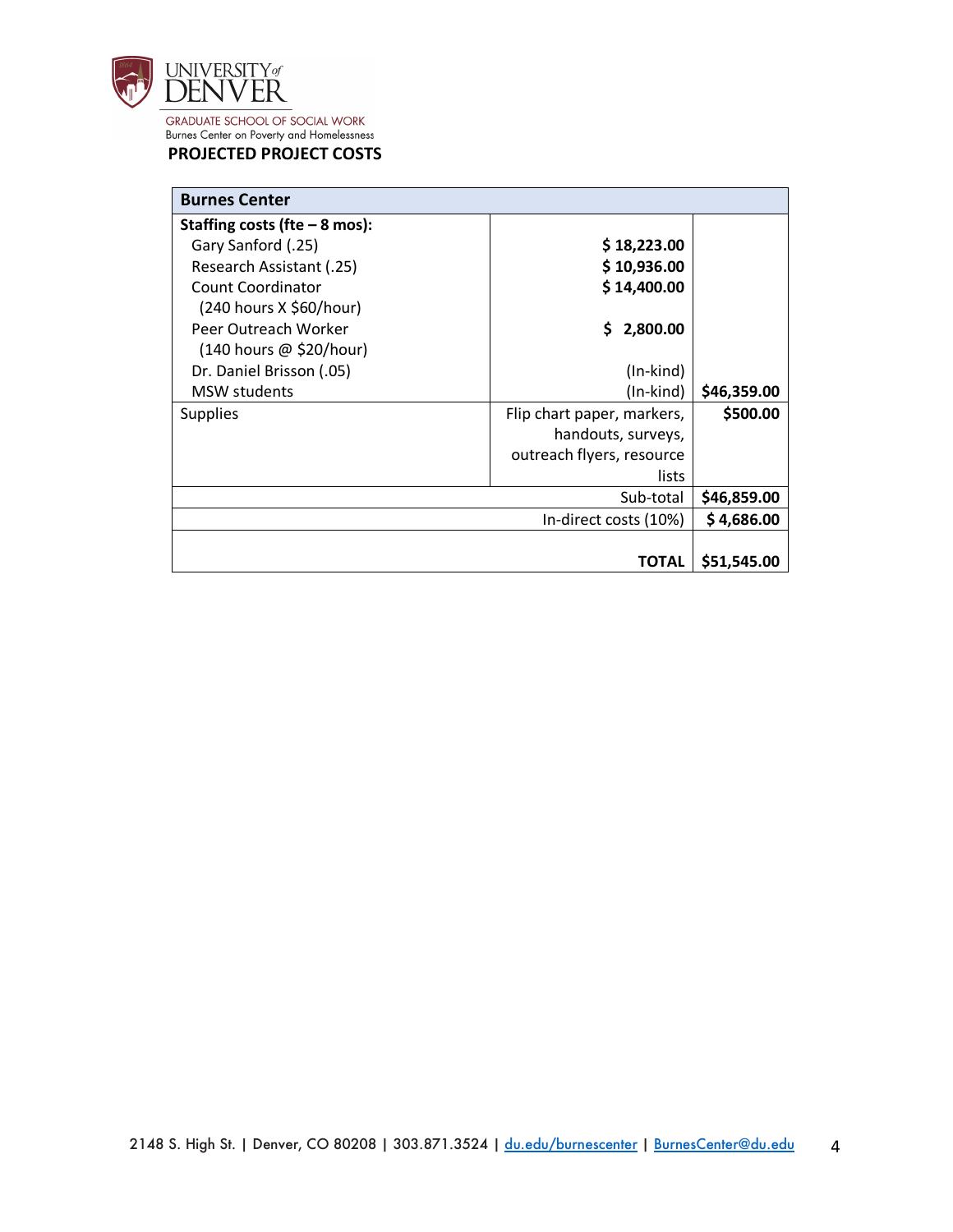UNIVERSITY of DENVER

GRADUATE SCHOOL OF SOCIAL WORK
Burnes Center on Poverty and Homelessness

**PROJECTED PROJECT COSTS**

| **Burnes Center** | | |
|---|---|---|
| **Staffing costs (fte – 8 mos):** | | |
| Gary Sanford (.25) | **$ 18,223.00** | |
| Research Assistant (.25) | **$ 10,936.00** | |
| Count Coordinator (240 hours X $60/hour) | **$ 14,400.00** | |
| Peer Outreach Worker (140 hours @ $20/hour) | **$ 2,800.00** | |
| Dr. Daniel Brisson (.05) | (In-kind) | |
| MSW students | (In-kind) | **$46,359.00** |
| Supplies | Flip chart paper, markers, handouts, surveys, outreach flyers, resource lists | **$500.00** |
| | Sub-total | **$46,859.00** |
| | In-direct costs (10%) | **$ 4,686.00** |
| | **TOTAL** | **$51,545.00** |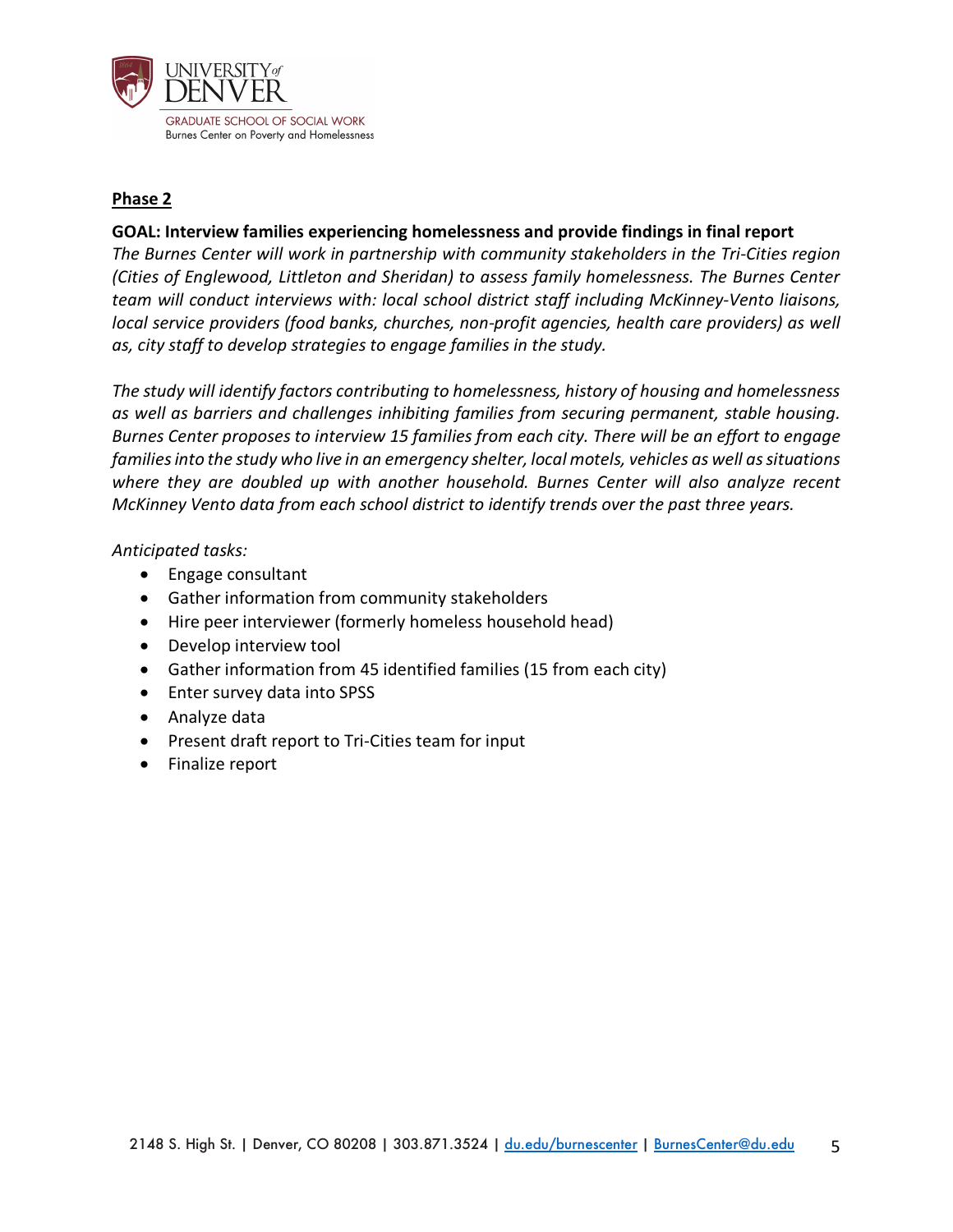**<u>Phase 2</u>**

**GOAL: Interview families experiencing homelessness and provide findings in final report**

*The Burnes Center will work in partnership with community stakeholders in the Tri-Cities region (Cities of Englewood, Littleton and Sheridan) to assess family homelessness. The Burnes Center team will conduct interviews with: local school district staff including McKinney-Vento liaisons, local service providers (food banks, churches, non-profit agencies, health care providers) as well as, city staff to develop strategies to engage families in the study.*

*The study will identify factors contributing to homelessness, history of housing and homelessness as well as barriers and challenges inhibiting families from securing permanent, stable housing. Burnes Center proposes to interview 15 families from each city. There will be an effort to engage families into the study who live in an emergency shelter, local motels, vehicles as well as situations where they are doubled up with another household. Burnes Center will also analyze recent McKinney Vento data from each school district to identify trends over the past three years.*

*Anticipated tasks:*

- Engage consultant
- Gather information from community stakeholders
- Hire peer interviewer (formerly homeless household head)
- Develop interview tool
- Gather information from 45 identified families (15 from each city)
- Enter survey data into SPSS
- Analyze data
- Present draft report to Tri-Cities team for input
- Finalize report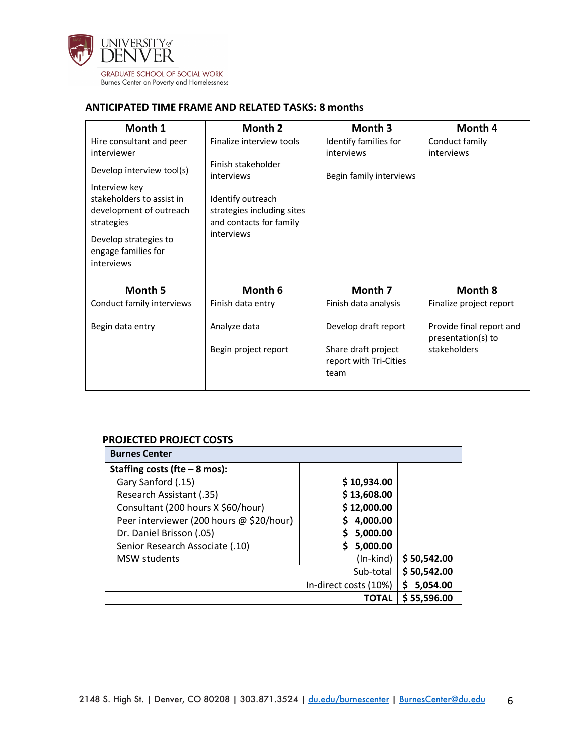## ANTICIPATED TIME FRAME AND RELATED TASKS: 8 months

| Month 1 | Month 2 | Month 3 | Month 4 |
|---|---|---|---|
| Hire consultant and peer interviewer<br><br>Develop interview tool(s)<br><br>Interview key stakeholders to assist in development of outreach strategies<br><br>Develop strategies to engage families for interviews | Finalize interview tools<br><br>Finish stakeholder interviews<br><br>Identify outreach strategies including sites and contacts for family interviews | Identify families for interviews<br><br>Begin family interviews | Conduct family interviews |
| **Month 5** | **Month 6** | **Month 7** | **Month 8** |
| Conduct family interviews<br><br>Begin data entry | Finish data entry<br><br>Analyze data<br><br>Begin project report | Finish data analysis<br><br>Develop draft report<br><br>Share draft project report with Tri-Cities team | Finalize project report<br><br>Provide final report and presentation(s) to stakeholders |

### PROJECTED PROJECT COSTS

| **Burnes Center** | | |
|---|---|---|
| **Staffing costs (fte – 8 mos):** | | |
| Gary Sanford (.15) | **$ 10,934.00** | |
| Research Assistant (.35) | **$ 13,608.00** | |
| Consultant (200 hours X $60/hour) | **$ 12,000.00** | |
| Peer interviewer (200 hours @ $20/hour) | **$ 4,000.00** | |
| Dr. Daniel Brisson (.05) | **$ 5,000.00** | |
| Senior Research Associate (.10) | **$ 5,000.00** | |
| MSW students | (In-kind) | **$ 50,542.00** |
| | Sub-total | **$ 50,542.00** |
| | In-direct costs (10%) | **$ 5,054.00** |
| | **TOTAL** | **$ 55,596.00** |